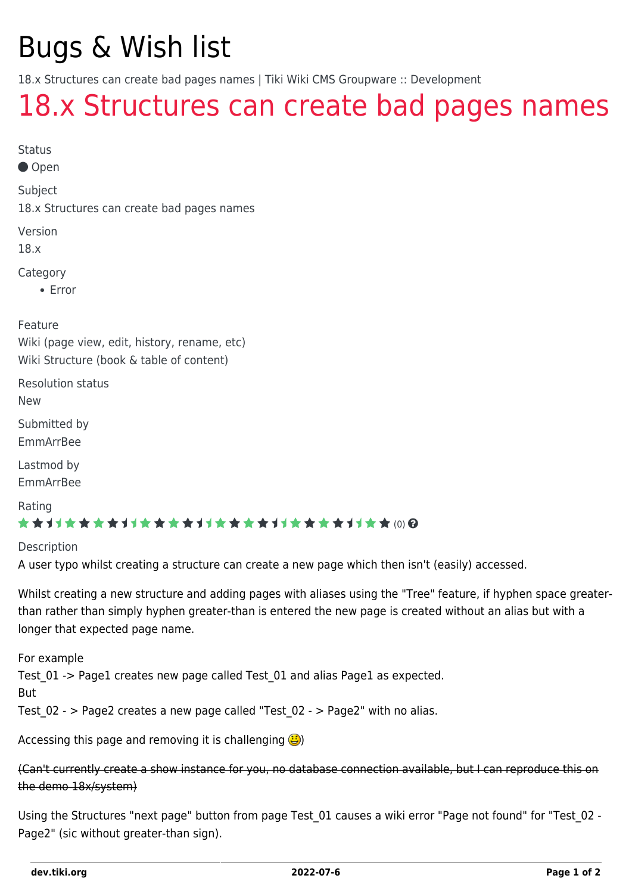# Bugs & Wish list

18.x Structures can create bad pages names | Tiki Wiki CMS Groupware :: Development

## 18.x Structures can create bad pages names

Status

● Open

Subject

18.x Structures can create bad pages names

Version

18.x

Category

- Error

Feature

Wiki (page view, edit, history, rename, etc)
Wiki Structure (book & table of content)

Resolution status

New

Submitted by

EmmArrBee

Lastmod by

EmmArrBee

Rating

(0)

Description

A user typo whilst creating a structure can create a new page which then isn't (easily) accessed.

Whilst creating a new structure and adding pages with aliases using the "Tree" feature, if hyphen space greater-than rather than simply hyphen greater-than is entered the new page is created without an alias but with a longer that expected page name.

For example
Test_01 -> Page1 creates new page called Test_01 and alias Page1 as expected.
But
Test_02 - > Page2 creates a new page called "Test_02 - > Page2" with no alias.

Accessing this page and removing it is challenging )

~~(Can't currently create a show instance for you, no database connection available, but I can reproduce this on the demo 18x/system)~~

Using the Structures "next page" button from page Test_01 causes a wiki error "Page not found" for "Test_02 - Page2" (sic without greater-than sign).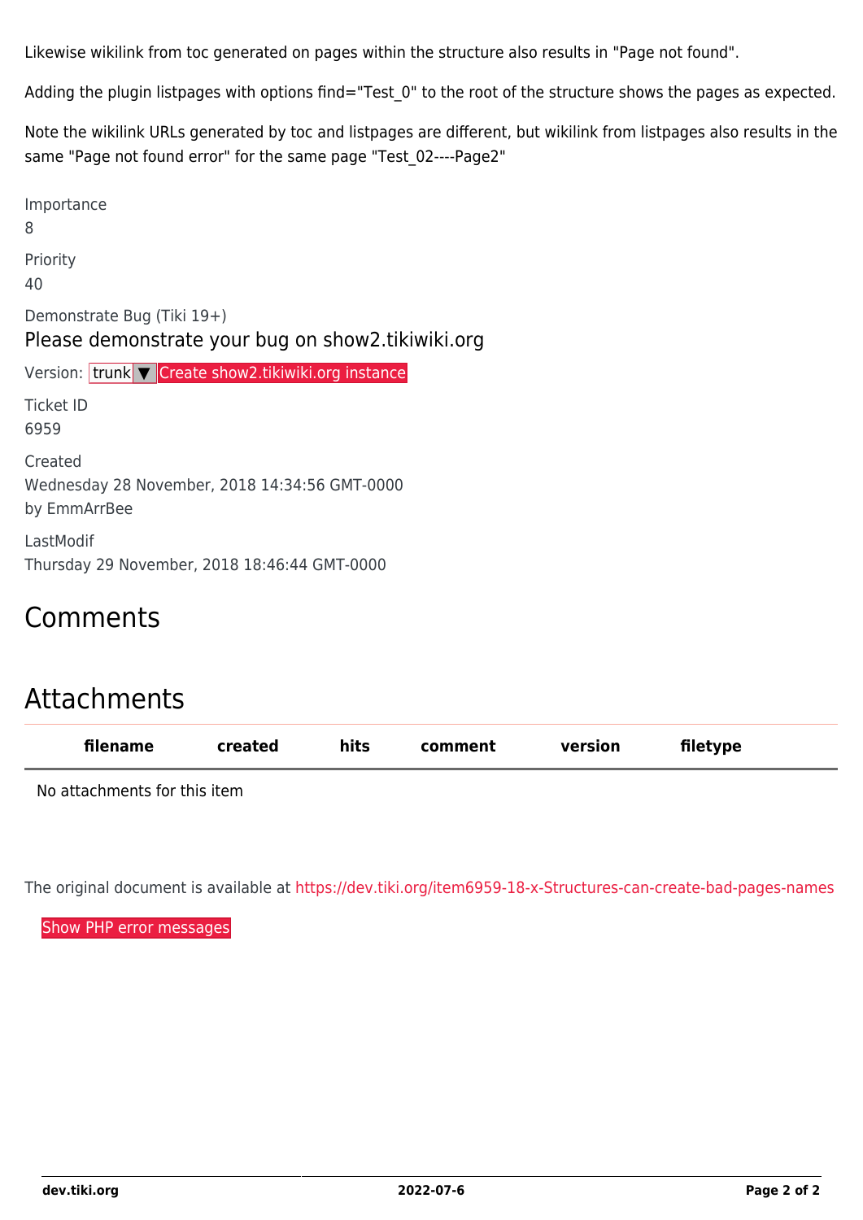Likewise wikilink from toc generated on pages within the structure also results in "Page not found".

Adding the plugin listpages with options find="Test_0" to the root of the structure shows the pages as expected.

Note the wikilink URLs generated by toc and listpages are different, but wikilink from listpages also results in the same "Page not found error" for the same page "Test_02----Page2"

Importance

8

Priority

40

Demonstrate Bug (Tiki 19+)

Please demonstrate your bug on show2.tikiwiki.org

Version: trunk ▼ Create show2.tikiwiki.org instance

Ticket ID

6959

Created

Wednesday 28 November, 2018 14:34:56 GMT-0000

by EmmArrBee

LastModif

Thursday 29 November, 2018 18:46:44 GMT-0000

## Comments

## Attachments

| filename | created | hits | comment | version | filetype |
| --- | --- | --- | --- | --- | --- |
| No attachments for this item | | | | | |

The original document is available at https://dev.tiki.org/item6959-18-x-Structures-can-create-bad-pages-names

Show PHP error messages